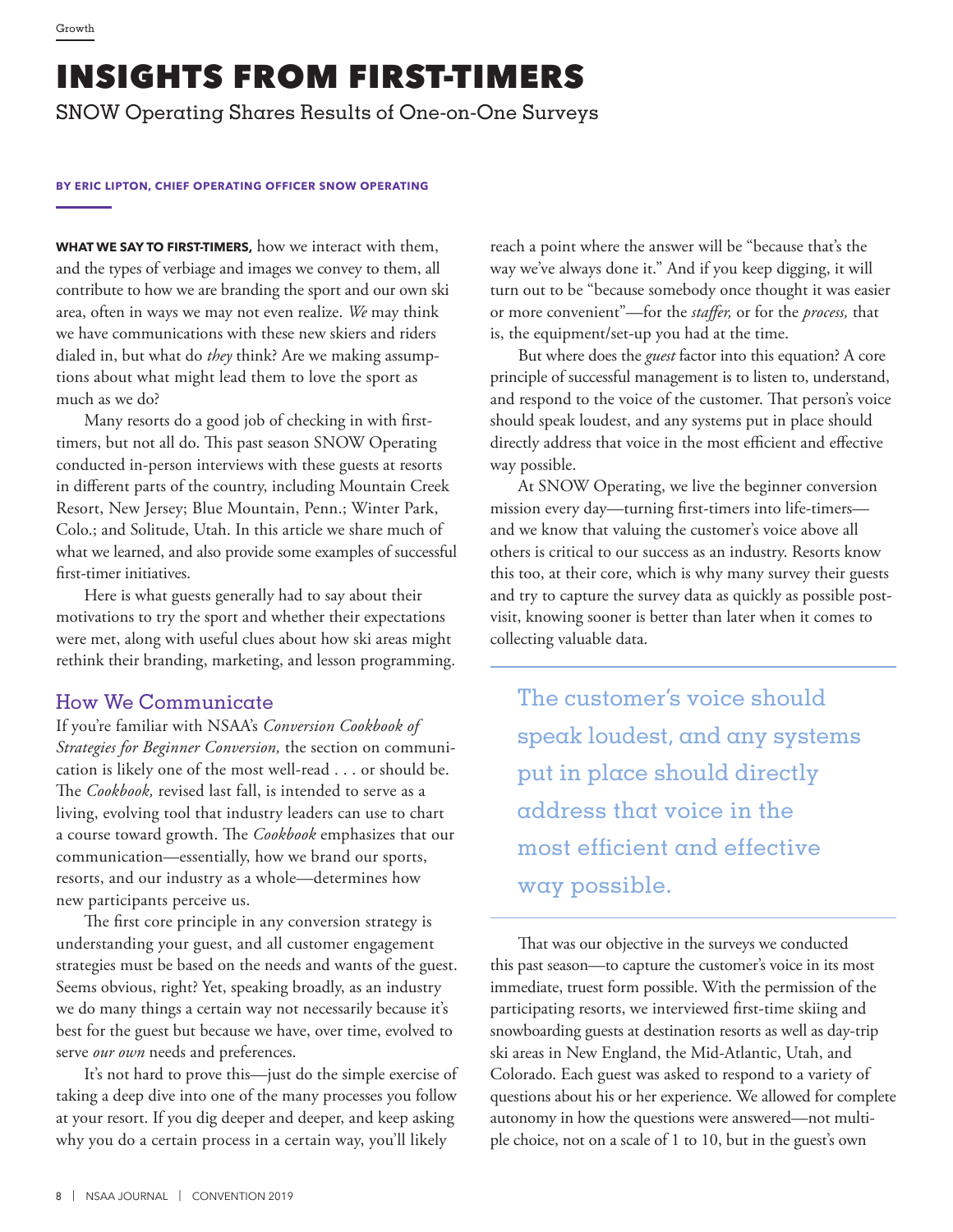# INSIGHTS FROM FIRST-TIMERS

## SNOW Operating Shares Results of One-on-One Surveys

**BY ERIC LIPTON, CHIEF OPERATING OFFICER SNOW OPERATING**

**WHAT WE SAY TO FIRST-TIMERS,** how we interact with them, and the types of verbiage and images we convey to them, all contribute to how we are branding the sport and our own ski area, often in ways we may not even realize. *We* may think we have communications with these new skiers and riders dialed in, but what do *they* think? Are we making assumptions about what might lead them to love the sport as much as we do?

Many resorts do a good job of checking in with first-timers, but not all do. This past season SNOW Operating conducted in-person interviews with these guests at resorts in different parts of the country, including Mountain Creek Resort, New Jersey; Blue Mountain, Penn.; Winter Park, Colo.; and Solitude, Utah. In this article we share much of what we learned, and also provide some examples of successful first-timer initiatives.

Here is what guests generally had to say about their motivations to try the sport and whether their expectations were met, along with useful clues about how ski areas might rethink their branding, marketing, and lesson programming.

### How We Communicate

If you're familiar with NSAA's *Conversion Cookbook of Strategies for Beginner Conversion,* the section on communication is likely one of the most well-read . . . or should be. The *Cookbook,* revised last fall, is intended to serve as a living, evolving tool that industry leaders can use to chart a course toward growth. The *Cookbook* emphasizes that our communication—essentially, how we brand our sports, resorts, and our industry as a whole—determines how new participants perceive us.

The first core principle in any conversion strategy is understanding your guest, and all customer engagement strategies must be based on the needs and wants of the guest. Seems obvious, right? Yet, speaking broadly, as an industry we do many things a certain way not necessarily because it's best for the guest but because we have, over time, evolved to serve *our own* needs and preferences.

It's not hard to prove this—just do the simple exercise of taking a deep dive into one of the many processes you follow at your resort. If you dig deeper and deeper, and keep asking why you do a certain process in a certain way, you'll likely reach a point where the answer will be "because that's the way we've always done it." And if you keep digging, it will turn out to be "because somebody once thought it was easier or more convenient"—for the *staffer,* or for the *process,* that is, the equipment/set-up you had at the time.

But where does the *guest* factor into this equation? A core principle of successful management is to listen to, understand, and respond to the voice of the customer. That person's voice should speak loudest, and any systems put in place should directly address that voice in the most efficient and effective way possible.

At SNOW Operating, we live the beginner conversion mission every day—turning first-timers into life-timers—and we know that valuing the customer's voice above all others is critical to our success as an industry. Resorts know this too, at their core, which is why many survey their guests and try to capture the survey data as quickly as possible post-visit, knowing sooner is better than later when it comes to collecting valuable data.

> The customer's voice should speak loudest, and any systems put in place should directly address that voice in the most efficient and effective way possible.

That was our objective in the surveys we conducted this past season—to capture the customer's voice in its most immediate, truest form possible. With the permission of the participating resorts, we interviewed first-time skiing and snowboarding guests at destination resorts as well as day-trip ski areas in New England, the Mid-Atlantic, Utah, and Colorado. Each guest was asked to respond to a variety of questions about his or her experience. We allowed for complete autonomy in how the questions were answered—not multiple choice, not on a scale of 1 to 10, but in the guest's own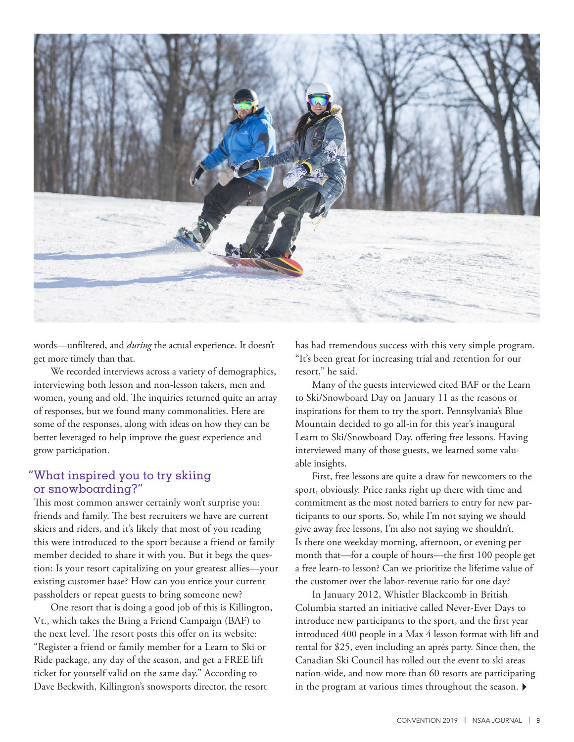words—unfiltered, and *during* the actual experience. It doesn't get more timely than that.

We recorded interviews across a variety of demographics, interviewing both lesson and non-lesson takers, men and women, young and old. The inquiries returned quite an array of responses, but we found many commonalities. Here are some of the responses, along with ideas on how they can be better leveraged to help improve the guest experience and grow participation.

## "What inspired you to try skiing or snowboarding?"

This most common answer certainly won't surprise you: friends and family. The best recruiters we have are current skiers and riders, and it's likely that most of you reading this were introduced to the sport because a friend or family member decided to share it with you. But it begs the question: Is your resort capitalizing on your greatest allies—your existing customer base? How can you entice your current passholders or repeat guests to bring someone new?

One resort that is doing a good job of this is Killington, Vt., which takes the Bring a Friend Campaign (BAF) to the next level. The resort posts this offer on its website: "Register a friend or family member for a Learn to Ski or Ride package, any day of the season, and get a FREE lift ticket for yourself valid on the same day." According to Dave Beckwith, Killington's snowsports director, the resort has had tremendous success with this very simple program. "It's been great for increasing trial and retention for our resort," he said.

Many of the guests interviewed cited BAF or the Learn to Ski/Snowboard Day on January 11 as the reasons or inspirations for them to try the sport. Pennsylvania's Blue Mountain decided to go all-in for this year's inaugural Learn to Ski/Snowboard Day, offering free lessons. Having interviewed many of those guests, we learned some valuable insights.

First, free lessons are quite a draw for newcomers to the sport, obviously. Price ranks right up there with time and commitment as the most noted barriers to entry for new participants to our sports. So, while I'm not saying we should give away free lessons, I'm also not saying we shouldn't. Is there one weekday morning, afternoon, or evening per month that—for a couple of hours—the first 100 people get a free learn-to lesson? Can we prioritize the lifetime value of the customer over the labor-revenue ratio for one day?

In January 2012, Whistler Blackcomb in British Columbia started an initiative called Never-Ever Days to introduce new participants to the sport, and the first year introduced 400 people in a Max 4 lesson format with lift and rental for $25, even including an aprés party. Since then, the Canadian Ski Council has rolled out the event to ski areas nation-wide, and now more than 60 resorts are participating in the program at various times throughout the season.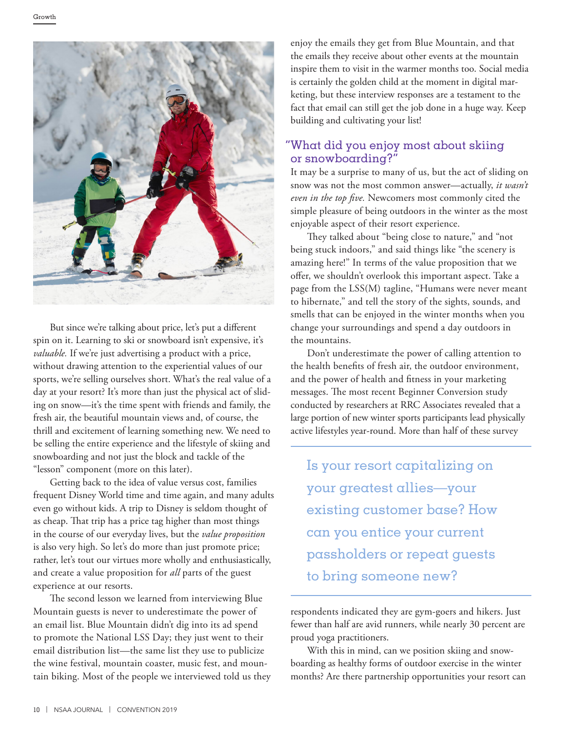But since we're talking about price, let's put a different spin on it. Learning to ski or snowboard isn't expensive, it's *valuable.* If we're just advertising a product with a price, without drawing attention to the experiential values of our sports, we're selling ourselves short. What's the real value of a day at your resort? It's more than just the physical act of sliding on snow—it's the time spent with friends and family, the fresh air, the beautiful mountain views and, of course, the thrill and excitement of learning something new. We need to be selling the entire experience and the lifestyle of skiing and snowboarding and not just the block and tackle of the "lesson" component (more on this later).

Getting back to the idea of value versus cost, families frequent Disney World time and time again, and many adults even go without kids. A trip to Disney is seldom thought of as cheap. That trip has a price tag higher than most things in the course of our everyday lives, but the *value proposition* is also very high. So let's do more than just promote price; rather, let's tout our virtues more wholly and enthusiastically, and create a value proposition for *all* parts of the guest experience at our resorts.

The second lesson we learned from interviewing Blue Mountain guests is never to underestimate the power of an email list. Blue Mountain didn't dig into its ad spend to promote the National LSS Day; they just went to their email distribution list—the same list they use to publicize the wine festival, mountain coaster, music fest, and mountain biking. Most of the people we interviewed told us they enjoy the emails they get from Blue Mountain, and that the emails they receive about other events at the mountain inspire them to visit in the warmer months too. Social media is certainly the golden child at the moment in digital marketing, but these interview responses are a testament to the fact that email can still get the job done in a huge way. Keep building and cultivating your list!

## "What did you enjoy most about skiing or snowboarding?"

It may be a surprise to many of us, but the act of sliding on snow was not the most common answer—actually, *it wasn't even in the top five.* Newcomers most commonly cited the simple pleasure of being outdoors in the winter as the most enjoyable aspect of their resort experience.

They talked about "being close to nature," and "not being stuck indoors," and said things like "the scenery is amazing here!" In terms of the value proposition that we offer, we shouldn't overlook this important aspect. Take a page from the LSS(M) tagline, "Humans were never meant to hibernate," and tell the story of the sights, sounds, and smells that can be enjoyed in the winter months when you change your surroundings and spend a day outdoors in the mountains.

Don't underestimate the power of calling attention to the health benefits of fresh air, the outdoor environment, and the power of health and fitness in your marketing messages. The most recent Beginner Conversion study conducted by researchers at RRC Associates revealed that a large portion of new winter sports participants lead physically active lifestyles year-round. More than half of these survey respondents indicated they are gym-goers and hikers. Just fewer than half are avid runners, while nearly 30 percent are proud yoga practitioners.

> Is your resort capitalizing on your greatest allies—your existing customer base? How can you entice your current passholders or repeat guests to bring someone new?

With this in mind, can we position skiing and snowboarding as healthy forms of outdoor exercise in the winter months? Are there partnership opportunities your resort can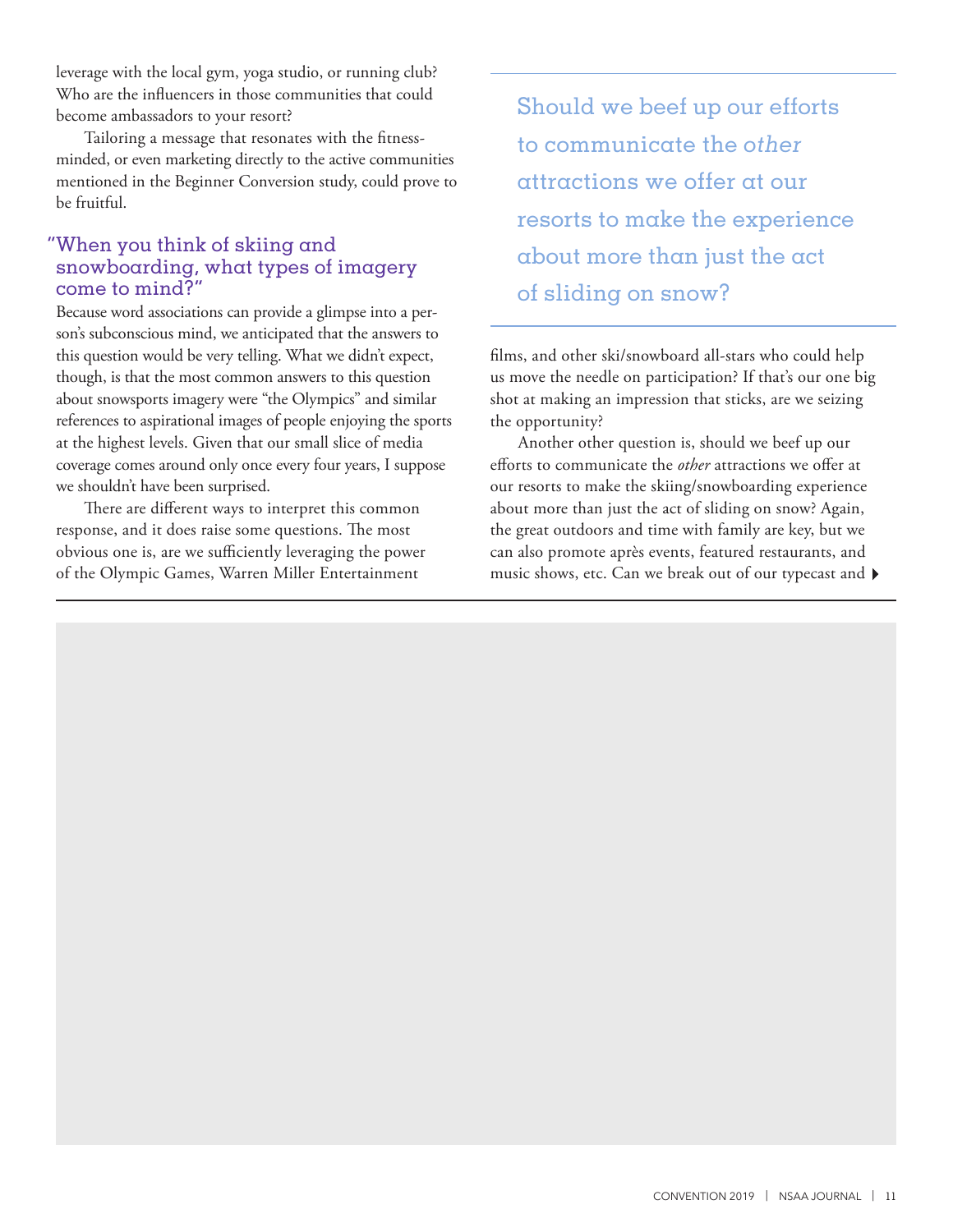leverage with the local gym, yoga studio, or running club? Who are the influencers in those communities that could become ambassadors to your resort?

Tailoring a message that resonates with the fitness-minded, or even marketing directly to the active communities mentioned in the Beginner Conversion study, could prove to be fruitful.

### "When you think of skiing and snowboarding, what types of imagery come to mind?"

Because word associations can provide a glimpse into a person's subconscious mind, we anticipated that the answers to this question would be very telling. What we didn't expect, though, is that the most common answers to this question about snowsports imagery were "the Olympics" and similar references to aspirational images of people enjoying the sports at the highest levels. Given that our small slice of media coverage comes around only once every four years, I suppose we shouldn't have been surprised.

There are different ways to interpret this common response, and it does raise some questions. The most obvious one is, are we sufficiently leveraging the power of the Olympic Games, Warren Miller Entertainment films, and other ski/snowboard all-stars who could help us move the needle on participation? If that's our one big shot at making an impression that sticks, are we seizing the opportunity?

> Should we beef up our efforts to communicate the *other* attractions we offer at our resorts to make the experience about more than just the act of sliding on snow?

Another other question is, should we beef up our efforts to communicate the *other* attractions we offer at our resorts to make the skiing/snowboarding experience about more than just the act of sliding on snow? Again, the great outdoors and time with family are key, but we can also promote après events, featured restaurants, and music shows, etc. Can we break out of our typecast and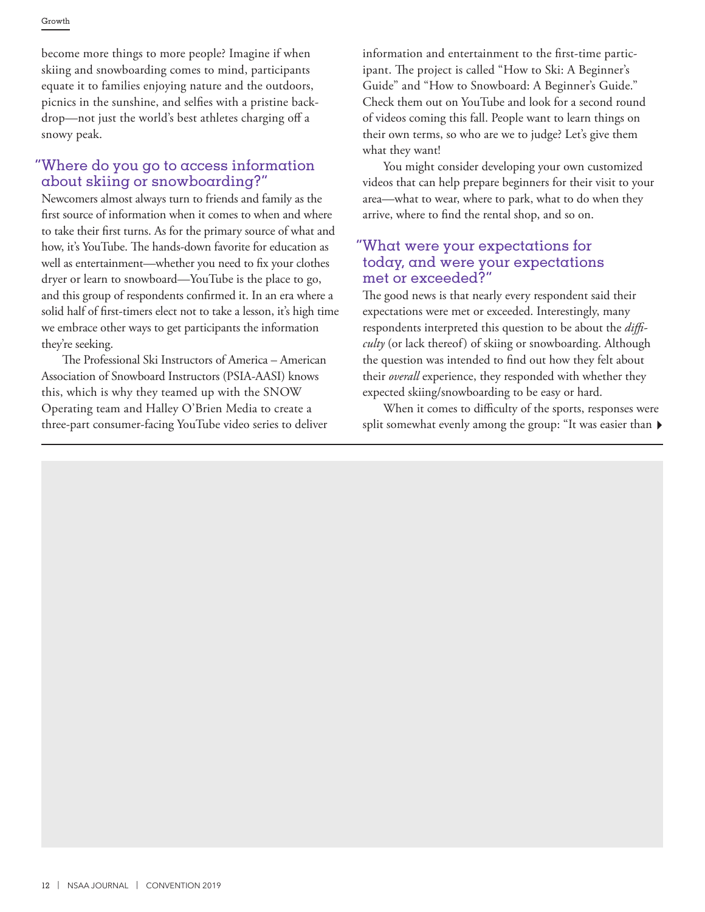become more things to more people? Imagine if when skiing and snowboarding comes to mind, participants equate it to families enjoying nature and the outdoors, picnics in the sunshine, and selfies with a pristine backdrop—not just the world's best athletes charging off a snowy peak.

## "Where do you go to access information about skiing or snowboarding?"

Newcomers almost always turn to friends and family as the first source of information when it comes to when and where to take their first turns. As for the primary source of what and how, it's YouTube. The hands-down favorite for education as well as entertainment—whether you need to fix your clothes dryer or learn to snowboard—YouTube is the place to go, and this group of respondents confirmed it. In an era where a solid half of first-timers elect not to take a lesson, it's high time we embrace other ways to get participants the information they're seeking.

The Professional Ski Instructors of America – American Association of Snowboard Instructors (PSIA-AASI) knows this, which is why they teamed up with the SNOW Operating team and Halley O'Brien Media to create a three-part consumer-facing YouTube video series to deliver information and entertainment to the first-time participant. The project is called "How to Ski: A Beginner's Guide" and "How to Snowboard: A Beginner's Guide." Check them out on YouTube and look for a second round of videos coming this fall. People want to learn things on their own terms, so who are we to judge? Let's give them what they want!

You might consider developing your own customized videos that can help prepare beginners for their visit to your area—what to wear, where to park, what to do when they arrive, where to find the rental shop, and so on.

## "What were your expectations for today, and were your expectations met or exceeded?"

The good news is that nearly every respondent said their expectations were met or exceeded. Interestingly, many respondents interpreted this question to be about the *difficulty* (or lack thereof) of skiing or snowboarding. Although the question was intended to find out how they felt about their *overall* experience, they responded with whether they expected skiing/snowboarding to be easy or hard.

When it comes to difficulty of the sports, responses were split somewhat evenly among the group: "It was easier than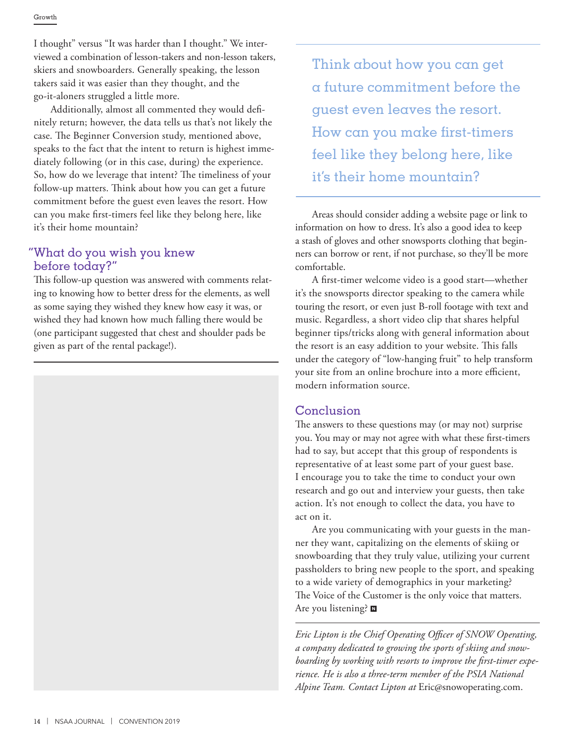I thought" versus "It was harder than I thought." We interviewed a combination of lesson-takers and non-lesson takers, skiers and snowboarders. Generally speaking, the lesson takers said it was easier than they thought, and the go-it-aloners struggled a little more.

Additionally, almost all commented they would definitely return; however, the data tells us that's not likely the case. The Beginner Conversion study, mentioned above, speaks to the fact that the intent to return is highest immediately following (or in this case, during) the experience. So, how do we leverage that intent? The timeliness of your follow-up matters. Think about how you can get a future commitment before the guest even leaves the resort. How can you make first-timers feel like they belong here, like it's their home mountain?

## "What do you wish you knew before today?"

This follow-up question was answered with comments relating to knowing how to better dress for the elements, as well as some saying they wished they knew how easy it was, or wished they had known how much falling there would be (one participant suggested that chest and shoulder pads be given as part of the rental package!).

> Think about how you can get a future commitment before the guest even leaves the resort. How can you make first-timers feel like they belong here, like it's their home mountain?

Areas should consider adding a website page or link to information on how to dress. It's also a good idea to keep a stash of gloves and other snowsports clothing that beginners can borrow or rent, if not purchase, so they'll be more comfortable.

A first-timer welcome video is a good start—whether it's the snowsports director speaking to the camera while touring the resort, or even just B-roll footage with text and music. Regardless, a short video clip that shares helpful beginner tips/tricks along with general information about the resort is an easy addition to your website. This falls under the category of "low-hanging fruit" to help transform your site from an online brochure into a more efficient, modern information source.

## Conclusion

The answers to these questions may (or may not) surprise you. You may or may not agree with what these first-timers had to say, but accept that this group of respondents is representative of at least some part of your guest base. I encourage you to take the time to conduct your own research and go out and interview your guests, then take action. It's not enough to collect the data, you have to act on it.

Are you communicating with your guests in the manner they want, capitalizing on the elements of skiing or snowboarding that they truly value, utilizing your current passholders to bring new people to the sport, and speaking to a wide variety of demographics in your marketing? The Voice of the Customer is the only voice that matters. Are you listening?

*Eric Lipton is the Chief Operating Officer of SNOW Operating, a company dedicated to growing the sports of skiing and snowboarding by working with resorts to improve the first-timer experience. He is also a three-term member of the PSIA National Alpine Team. Contact Lipton at* Eric@snowoperating.com.